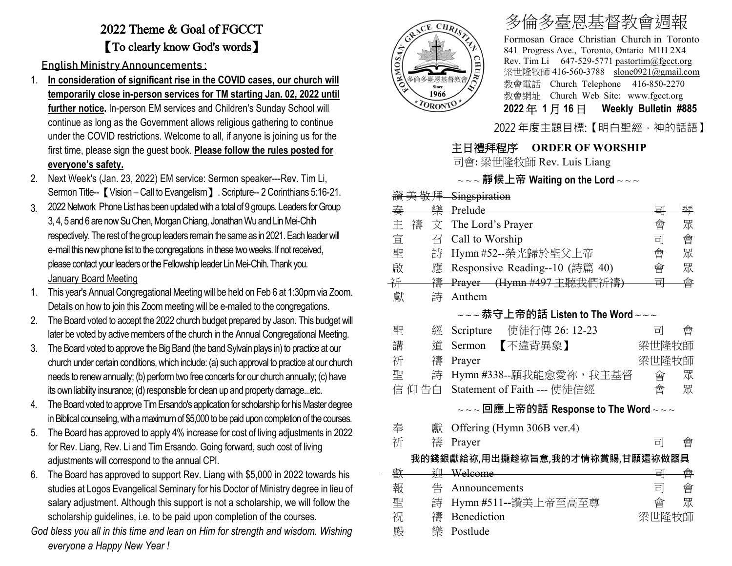# 2022 Theme & Goal of FGCCT

## 【To clearly know God's words】

**English Ministry Announcements :**

1. **In consideration of significant rise in the COVID cases, our church will temporarily close in-person services for TM starting Jan. 02, 2022 until further notice.** In-person EM services and Children's Sunday School will continue as long as the Government allows religious gathering to continue under the COVID restrictions. Welcome to all, if anyone is joining us for the first time, please sign the guest book. **Please follow the rules posted for everyone's safety.**
2. Next Week's (Jan. 23, 2022) EM service: Sermon speaker---Rev. Tim Li, Sermon Title--【Vision – Call to Evangelism】. Scripture-- 2 Corinthians 5:16-21.
3. 2022 Network Phone List has been updated with a total of 9 groups. Leaders for Group 3, 4, 5 and 6 are now Su Chen, Morgan Chiang, Jonathan Wu and Lin Mei-Chih respectively. The rest of the group leaders remain the same as in 2021. Each leader will e-mail this new phone list to the congregations in these two weeks. If not received, please contact your leaders or the Fellowship leader Lin Mei-Chih. Thank you.

January Board Meeting

1. This year's Annual Congregational Meeting will be held on Feb 6 at 1:30pm via Zoom. Details on how to join this Zoom meeting will be e-mailed to the congregations.
2. The Board voted to accept the 2022 church budget prepared by Jason. This budget will later be voted by active members of the church in the Annual Congregational Meeting.
3. The Board voted to approve the Big Band (the band Sylvain plays in) to practice at our church under certain conditions, which include: (a) such approval to practice at our church needs to renew annually; (b) perform two free concerts for our church annually; (c) have its own liability insurance; (d) responsible for clean up and property damage...etc.
4. The Board voted to approve Tim Ersando's application for scholarship for his Master degree in Biblical counseling, with a maximum of $5,000 to be paid upon completion of the courses.
5. The Board has approved to apply 4% increase for cost of living adjustments in 2022 for Rev. Liang, Rev. Li and Tim Ersando. Going forward, such cost of living adjustments will correspond to the annual CPI.
6. The Board has approved to support Rev. Liang with $5,000 in 2022 towards his studies at Logos Evangelical Seminary for his Doctor of Ministry degree in lieu of salary adjustment. Although this support is not a scholarship, we will follow the scholarship guidelines, i.e. to be paid upon completion of the courses.

*God bless you all in this time and lean on Him for strength and wisdom. Wishing everyone a Happy New Year !*

# 多倫多臺恩基督教會週報

Formosan Grace Christian Church in Toronto
841 Progress Ave., Toronto, Ontario M1H 2X4
Rev. Tim Li 647-529-5771 pastortim@fgcct.org
梁世隆牧師 416-560-3788 slone0921@gmail.com
教會電話 Church Telephone 416-850-2270
教會網址 Church Web Site: www.fgcct.org

**2022 年 1 月 16 日 Weekly Bulletin #885**

2022 年度主題目標:【明白聖經，神的話語】

## 主日禮拜程序 ORDER OF WORSHIP

司會: 梁世隆牧師 Rev. Luis Liang

**~~~ 靜候上帝 Waiting on the Lord ~~~**

| | | |
|---|---|---|
| ~~讚美敬拜~~ | ~~Singspiration~~ | |
| ~~奏 樂~~ | ~~Prelude~~ | ~~司 琴~~ |
| 主 禱 文 | The Lord's Prayer | 會 眾 |
| 宣 召 | Call to Worship | 司 會 |
| 聖 詩 | Hymn #52--榮光歸於聖父上帝 | 會 眾 |
| 啟 應 | Responsive Reading--10 (詩篇 40) | 會 眾 |
| ~~祈 禱~~ | ~~Prayer (Hymn #497 主聽我們祈禱)~~ | ~~司 會~~ |
| 獻 詩 | Anthem | |

**~~~ 恭守上帝的話 Listen to The Word ~~~**

| | | |
|---|---|---|
| 聖 經 | Scripture 使徒行傳 26: 12-23 | 司 會 |
| 講 道 | Sermon 【不違背異象】 | 梁世隆牧師 |
| 祈 禱 | Prayer | 梁世隆牧師 |
| 聖 詩 | Hymn #338--願我能愈愛祢，我主基督 | 會 眾 |
| 信仰告白 | Statement of Faith --- 使徒信經 | 會 眾 |

**~~~ 回應上帝的話 Response to The Word ~~~**

| | | |
|---|---|---|
| 奉 獻 | Offering (Hymn 306B ver.4) | |
| 祈 禱 | Prayer | 司 會 |

**我的錢銀獻給祢,用出攏趁祢旨意,我的才情祢賞賜,甘願還祢做器具**

| | | |
|---|---|---|
| ~~歡 迎~~ | ~~Welcome~~ | ~~司 會~~ |
| 報 告 | Announcements | 司 會 |
| 聖 詩 | Hymn #511--讚美上帝至高至尊 | 會 眾 |
| 祝 禱 | Benediction | 梁世隆牧師 |
| 殿 樂 | Postlude | |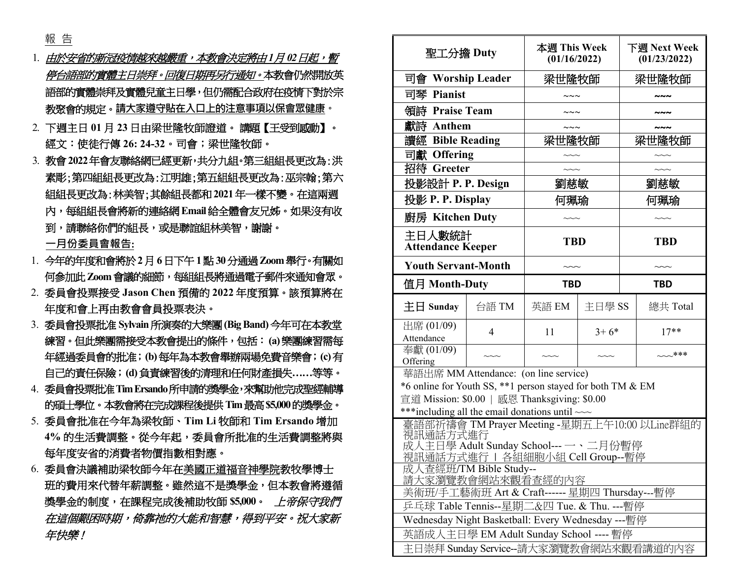報 告

1. *由於安省的新冠疫情越來越嚴重，本教會決定將由1月02日起，暫停台語部的實體主日崇拜。回復日期再另行通知。*本教會仍然開放英語部的實體崇拜及實體兒童主日學，但仍需配合政府在疫情下對於宗教聚會的規定。請大家遵守貼在入口上的注意事項以保會眾健康。
2. 下週主日 **01** 月 **23** 日由梁世隆牧師證道。 講題【王受到感動】。經文：使徒行傳 **26: 24-32**。司會；梁世隆牧師。
3. 教會 **2022** 年會友聯絡網已經更新，共分九組。第三組組長更改為：洪素彫；第四組組長更改為：江明雄；第五組組長更改為：巫宗翰；第六組組長更改為：林美智；其餘組長都和 **2021** 年一樣不變。在這兩週內，每組組長會將新的連絡網 **Email** 給全體會友兄姊。如果沒有收到，請聯絡你們的組長，或是聯誼組林美智，謝謝。

**一月份委員會報告:**

1. 今年的年度和會將於 **2** 月 **6** 日下午 **1** 點 **30** 分通過 **Zoom** 舉行。有關如何參加此 **Zoom** 會議的細節，每組組長將通過電子郵件來通知會眾。
2. 委員會投票接受 **Jason Chen** 預備的 **2022** 年度預算。該預算將在年度和會上再由教會會員投票表決。
3. 委員會投票批准 **Sylvain** 所演奏的大樂團 **(Big Band)** 今年可在本教堂練習。但此樂團需接受本教會提出的條件，包括：**(a)** 樂團練習需每年經過委員會的批准；**(b)** 每年為本教會舉辦兩場免費音樂會；**(c)** 有自己的責任保險；**(d)** 負責練習後的清理和任何財產損失**……**等等。
4. 委員會投票批准 **Tim Ersando** 所申請的獎學金，來幫助他完成聖經輔導的碩士學位。本教會將在完成課程後提供 **Tim** 最高 **\$5,000** 的獎學金。
5. 委員會批准在今年為梁牧師、**Tim Li** 牧師和 **Tim Ersando** 增加 **4%** 的生活費調整。從今年起，委員會所批准的生活費調整將與每年度安省的消費者物價指數相對應。
6. 委員會決議補助梁牧師今年在美國正道福音神學院教牧學博士班的費用來代替年薪調整。雖然這不是獎學金，但本教會將遵循獎學金的制度，在課程完成後補助牧師 **\$5,000**。 *上帝保守我們在這個艱困時期，倚靠祂的大能和智慧，得到平安。祝大家新年快樂！*

| 聖工分擔 Duty | 本週 This Week (01/16/2022) | 下週 Next Week (01/23/2022) |
|---|---|---|
| 司會 Worship Leader | 梁世隆牧師 | 梁世隆牧師 |
| 司琴 Pianist | ~~~ | ~~~ |
| 領詩 Praise Team | ~~~ | ~~~ |
| 獻詩 Anthem | ~~~ | ~~~ |
| 讀經 Bible Reading | 梁世隆牧師 | 梁世隆牧師 |
| 司獻 Offering | ~~~ | ~~~ |
| 招待 Greeter | ~~~ | ~~~ |
| 投影設計 P. P. Design | 劉慈敏 | 劉慈敏 |
| 投影 P. P. Display | 何珮瑜 | 何珮瑜 |
| 廚房 Kitchen Duty | ~~~ | ~~~ |
| 主日人數統計 Attendance Keeper | TBD | TBD |
| Youth Servant-Month | ~~~ | ~~~ |
| 值月 Month-Duty | TBD | TBD |

| 主日 Sunday | 台語 TM | 英語 EM | 主日學 SS | 總共 Total |
|---|---|---|---|---|
| 出席 (01/09) Attendance | 4 | 11 | 3+ 6* | 17** |
| 奉獻 (01/09) Offering | ~~~ | ~~~ | ~~~ | ~~~*** |

華語出席 MM Attendance: (on line service)

*6 online for Youth SS, **1 person stayed for both TM & EM

宣道 Mission: \$0.00 | 感恩 Thanksgiving: \$0.00

***including all the email donations until ~~~

臺語部祈禱會 TM Prayer Meeting -星期五上午10:00 以Line群組的視訊通話方式進行

成人主日學 Adult Sunday School--- 一、二月份暫停

視訊通話方式進行 | 各組細胞小組 Cell Group--暫停

成人查經班/TM Bible Study--

請大家瀏覽教會網站來觀看查經的內容

美術班/手工藝術班 Art & Craft------ 星期四 Thursday---暫停

乒乓球 Table Tennis--星期二&四 Tue. & Thu. ---暫停

Wednesday Night Basketball: Every Wednesday ---暫停

英語成人主日學 EM Adult Sunday School ---- 暫停

主日崇拜 Sunday Service--請大家瀏覽教會網站來觀看講道的內容